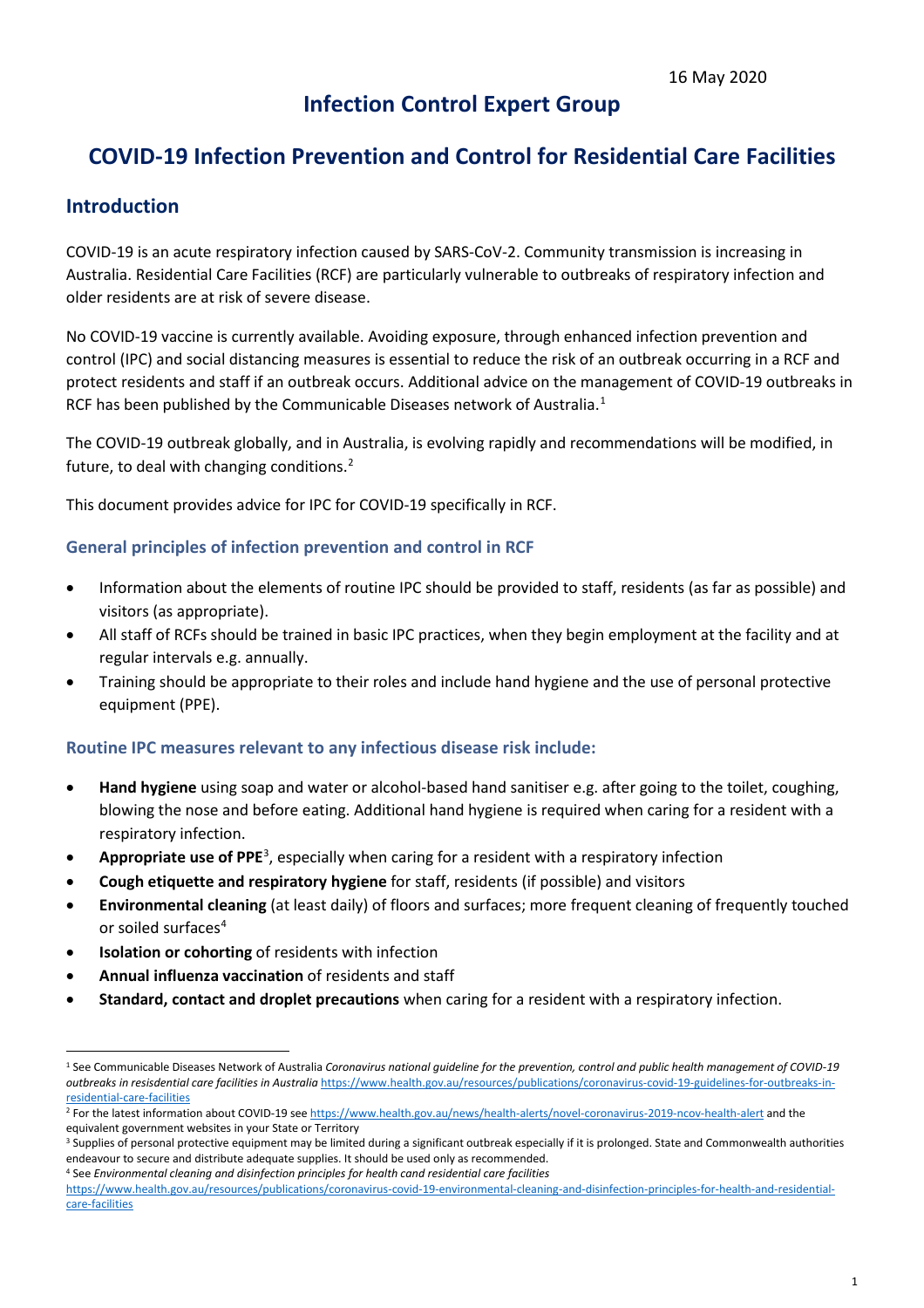16 May 2020

# Infection Control Expert Group

# COVID-19 Infection Prevention and Control for Residential Care Facilities

## Introduction

COVID-19 is an acute respiratory infection caused by SARS-CoV-2. Community transmission is increasing in Australia. Residential Care Facilities (RCF) are particularly vulnerable to outbreaks of respiratory infection and older residents are at risk of severe disease.

No COVID-19 vaccine is currently available. Avoiding exposure, through enhanced infection prevention and control (IPC) and social distancing measures is essential to reduce the risk of an outbreak occurring in a RCF and protect residents and staff if an outbreak occurs. Additional advice on the management of COVID-19 outbreaks in RCF has been published by the Communicable Diseases network of Australia.[1]

The COVID-19 outbreak globally, and in Australia, is evolving rapidly and recommendations will be modified, in future, to deal with changing conditions.[2]

This document provides advice for IPC for COVID-19 specifically in RCF.

### General principles of infection prevention and control in RCF

- Information about the elements of routine IPC should be provided to staff, residents (as far as possible) and visitors (as appropriate).
- All staff of RCFs should be trained in basic IPC practices, when they begin employment at the facility and at regular intervals e.g. annually.
- Training should be appropriate to their roles and include hand hygiene and the use of personal protective equipment (PPE).

### Routine IPC measures relevant to any infectious disease risk include:

- **Hand hygiene** using soap and water or alcohol-based hand sanitiser e.g. after going to the toilet, coughing, blowing the nose and before eating. Additional hand hygiene is required when caring for a resident with a respiratory infection.
- **Appropriate use of PPE**[3], especially when caring for a resident with a respiratory infection
- **Cough etiquette and respiratory hygiene** for staff, residents (if possible) and visitors
- **Environmental cleaning** (at least daily) of floors and surfaces; more frequent cleaning of frequently touched or soiled surfaces[4]
- **Isolation or cohorting** of residents with infection
- **Annual influenza vaccination** of residents and staff
- **Standard, contact and droplet precautions** when caring for a resident with a respiratory infection.

---

[1] See Communicable Diseases Network of Australia *Coronavirus national guideline for the prevention, control and public health management of COVID-19 outbreaks in resisdential care facilities in Australia* https://www.health.gov.au/resources/publications/coronavirus-covid-19-guidelines-for-outbreaks-in-residential-care-facilities

[2] For the latest information about COVID-19 see https://www.health.gov.au/news/health-alerts/novel-coronavirus-2019-ncov-health-alert and the equivalent government websites in your State or Territory

[3] Supplies of personal protective equipment may be limited during a significant outbreak especially if it is prolonged. State and Commonwealth authorities endeavour to secure and distribute adequate supplies. It should be used only as recommended.

[4] See *Environmental cleaning and disinfection principles for health cand residential care facilities* https://www.health.gov.au/resources/publications/coronavirus-covid-19-environmental-cleaning-and-disinfection-principles-for-health-and-residential-care-facilities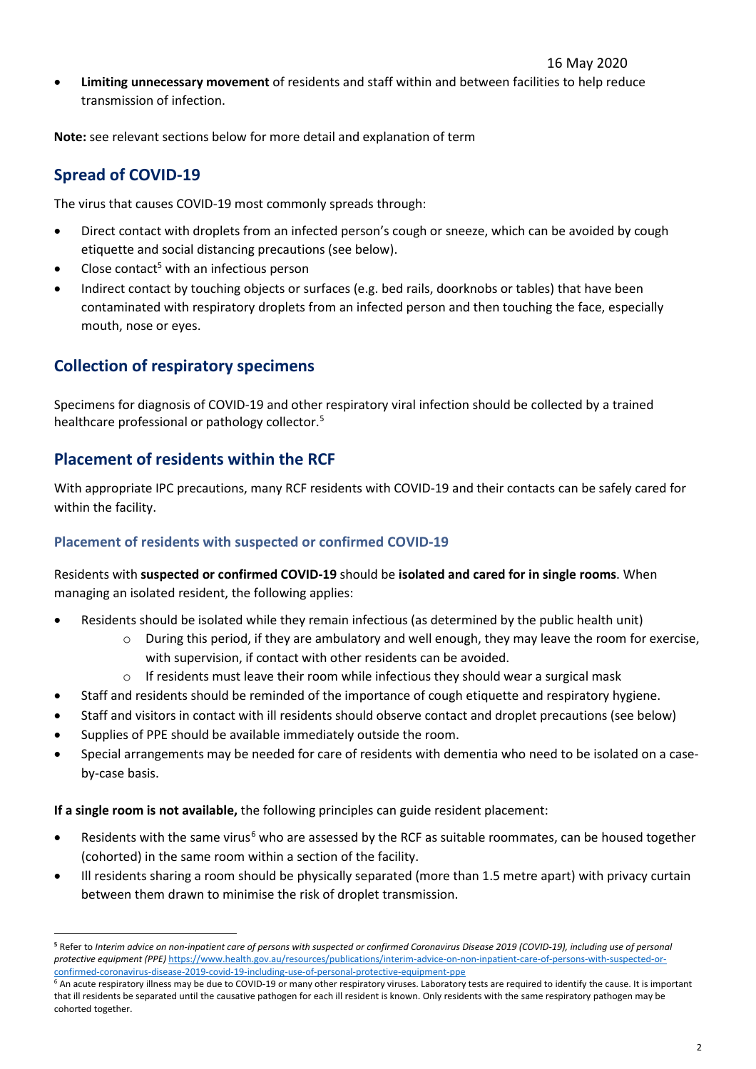- **Limiting unnecessary movement** of residents and staff within and between facilities to help reduce transmission of infection.

**Note:** see relevant sections below for more detail and explanation of term

## Spread of COVID-19

The virus that causes COVID-19 most commonly spreads through:

- Direct contact with droplets from an infected person's cough or sneeze, which can be avoided by cough etiquette and social distancing precautions (see below).
- Close contact[5] with an infectious person
- Indirect contact by touching objects or surfaces (e.g. bed rails, doorknobs or tables) that have been contaminated with respiratory droplets from an infected person and then touching the face, especially mouth, nose or eyes.

## Collection of respiratory specimens

Specimens for diagnosis of COVID-19 and other respiratory viral infection should be collected by a trained healthcare professional or pathology collector.[5]

## Placement of residents within the RCF

With appropriate IPC precautions, many RCF residents with COVID-19 and their contacts can be safely cared for within the facility.

### Placement of residents with suspected or confirmed COVID-19

Residents with **suspected or confirmed COVID-19** should be **isolated and cared for in single rooms**. When managing an isolated resident, the following applies:

- Residents should be isolated while they remain infectious (as determined by the public health unit)
    - During this period, if they are ambulatory and well enough, they may leave the room for exercise, with supervision, if contact with other residents can be avoided.
    - If residents must leave their room while infectious they should wear a surgical mask
- Staff and residents should be reminded of the importance of cough etiquette and respiratory hygiene.
- Staff and visitors in contact with ill residents should observe contact and droplet precautions (see below)
- Supplies of PPE should be available immediately outside the room.
- Special arrangements may be needed for care of residents with dementia who need to be isolated on a case-by-case basis.

**If a single room is not available,** the following principles can guide resident placement:

- Residents with the same virus[6] who are assessed by the RCF as suitable roommates, can be housed together (cohorted) in the same room within a section of the facility.
- Ill residents sharing a room should be physically separated (more than 1.5 metre apart) with privacy curtain between them drawn to minimise the risk of droplet transmission.

---

[5] Refer to *Interim advice on non-inpatient care of persons with suspected or confirmed Coronavirus Disease 2019 (COVID-19), including use of personal protective equipment (PPE)* https://www.health.gov.au/resources/publications/interim-advice-on-non-inpatient-care-of-persons-with-suspected-or-confirmed-coronavirus-disease-2019-covid-19-including-use-of-personal-protective-equipment-ppe

[6] An acute respiratory illness may be due to COVID-19 or many other respiratory viruses. Laboratory tests are required to identify the cause. It is important that ill residents be separated until the causative pathogen for each ill resident is known. Only residents with the same respiratory pathogen may be cohorted together.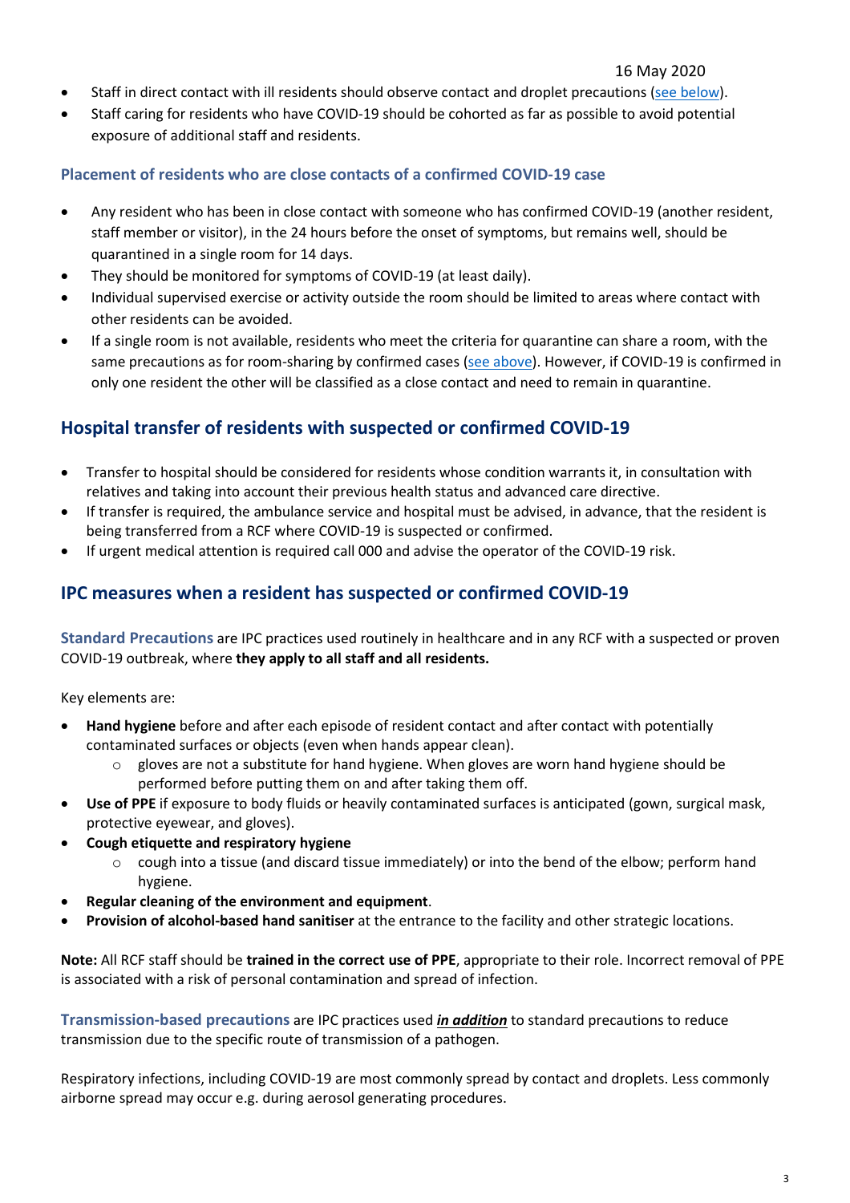- Staff in direct contact with ill residents should observe contact and droplet precautions (see below).
- Staff caring for residents who have COVID-19 should be cohorted as far as possible to avoid potential exposure of additional staff and residents.

### Placement of residents who are close contacts of a confirmed COVID-19 case

- Any resident who has been in close contact with someone who has confirmed COVID-19 (another resident, staff member or visitor), in the 24 hours before the onset of symptoms, but remains well, should be quarantined in a single room for 14 days.
- They should be monitored for symptoms of COVID-19 (at least daily).
- Individual supervised exercise or activity outside the room should be limited to areas where contact with other residents can be avoided.
- If a single room is not available, residents who meet the criteria for quarantine can share a room, with the same precautions as for room-sharing by confirmed cases (see above). However, if COVID-19 is confirmed in only one resident the other will be classified as a close contact and need to remain in quarantine.

## Hospital transfer of residents with suspected or confirmed COVID-19

- Transfer to hospital should be considered for residents whose condition warrants it, in consultation with relatives and taking into account their previous health status and advanced care directive.
- If transfer is required, the ambulance service and hospital must be advised, in advance, that the resident is being transferred from a RCF where COVID-19 is suspected or confirmed.
- If urgent medical attention is required call 000 and advise the operator of the COVID-19 risk.

## IPC measures when a resident has suspected or confirmed COVID-19

**Standard Precautions** are IPC practices used routinely in healthcare and in any RCF with a suspected or proven COVID-19 outbreak, where **they apply to all staff and all residents.**

Key elements are:

- **Hand hygiene** before and after each episode of resident contact and after contact with potentially contaminated surfaces or objects (even when hands appear clean).
  - gloves are not a substitute for hand hygiene. When gloves are worn hand hygiene should be performed before putting them on and after taking them off.
- **Use of PPE** if exposure to body fluids or heavily contaminated surfaces is anticipated (gown, surgical mask, protective eyewear, and gloves).
- **Cough etiquette and respiratory hygiene**
  - cough into a tissue (and discard tissue immediately) or into the bend of the elbow; perform hand hygiene.
- **Regular cleaning of the environment and equipment**.
- **Provision of alcohol-based hand sanitiser** at the entrance to the facility and other strategic locations.

**Note:** All RCF staff should be **trained in the correct use of PPE**, appropriate to their role. Incorrect removal of PPE is associated with a risk of personal contamination and spread of infection.

**Transmission-based precautions** are IPC practices used ***in addition*** to standard precautions to reduce transmission due to the specific route of transmission of a pathogen.

Respiratory infections, including COVID-19 are most commonly spread by contact and droplets. Less commonly airborne spread may occur e.g. during aerosol generating procedures.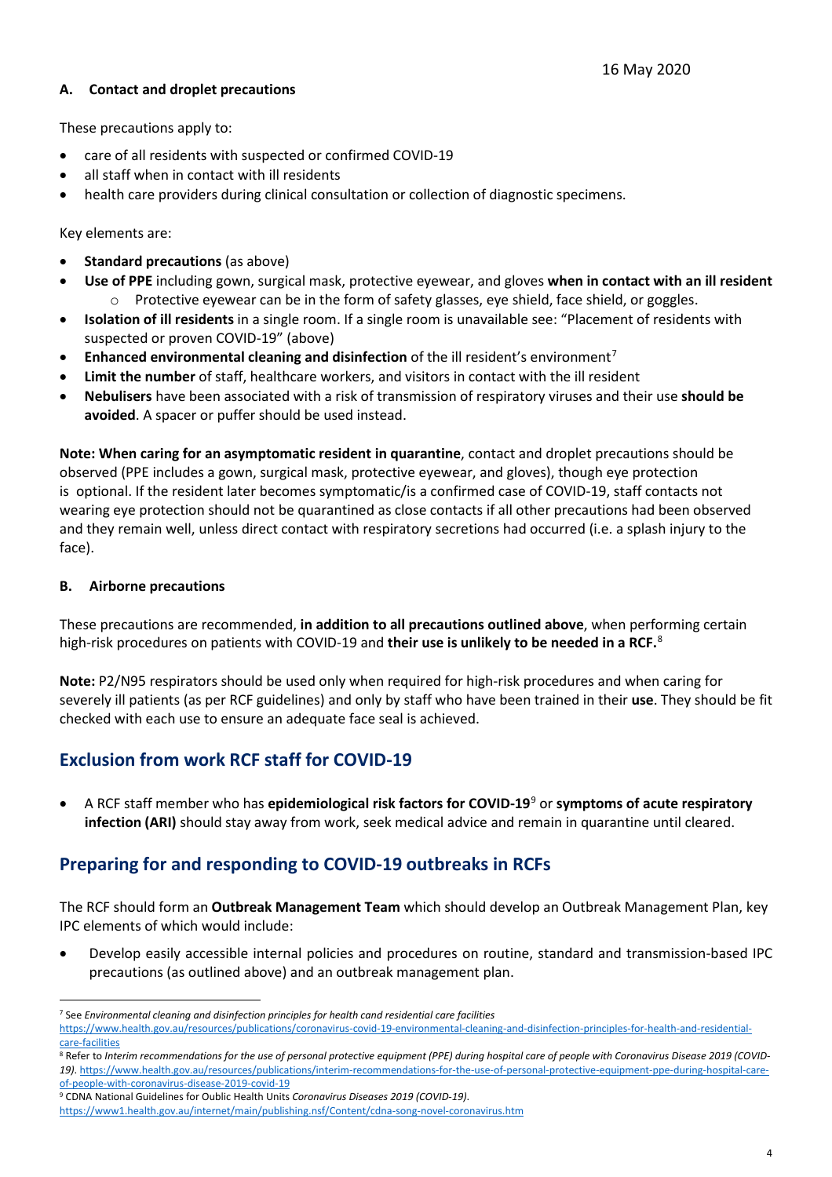16 May 2020

### A. Contact and droplet precautions

These precautions apply to:

- care of all residents with suspected or confirmed COVID-19
- all staff when in contact with ill residents
- health care providers during clinical consultation or collection of diagnostic specimens.

Key elements are:

- **Standard precautions** (as above)
- **Use of PPE** including gown, surgical mask, protective eyewear, and gloves **when in contact with an ill resident**
    - Protective eyewear can be in the form of safety glasses, eye shield, face shield, or goggles.
- **Isolation of ill residents** in a single room. If a single room is unavailable see: "Placement of residents with suspected or proven COVID-19" (above)
- **Enhanced environmental cleaning and disinfection** of the ill resident's environment[7]
- **Limit the number** of staff, healthcare workers, and visitors in contact with the ill resident
- **Nebulisers** have been associated with a risk of transmission of respiratory viruses and their use **should be avoided**. A spacer or puffer should be used instead.

**Note: When caring for an asymptomatic resident in quarantine**, contact and droplet precautions should be observed (PPE includes a gown, surgical mask, protective eyewear, and gloves), though eye protection is optional. If the resident later becomes symptomatic/is a confirmed case of COVID-19, staff contacts not wearing eye protection should not be quarantined as close contacts if all other precautions had been observed and they remain well, unless direct contact with respiratory secretions had occurred (i.e. a splash injury to the face).

### B. Airborne precautions

These precautions are recommended, **in addition to all precautions outlined above**, when performing certain high-risk procedures on patients with COVID-19 and **their use is unlikely to be needed in a RCF.**[8]

**Note:** P2/N95 respirators should be used only when required for high-risk procedures and when caring for severely ill patients (as per RCF guidelines) and only by staff who have been trained in their **use**. They should be fit checked with each use to ensure an adequate face seal is achieved.

## Exclusion from work RCF staff for COVID-19

- A RCF staff member who has **epidemiological risk factors for COVID-19**[9] or **symptoms of acute respiratory infection (ARI)** should stay away from work, seek medical advice and remain in quarantine until cleared.

## Preparing for and responding to COVID-19 outbreaks in RCFs

The RCF should form an **Outbreak Management Team** which should develop an Outbreak Management Plan, key IPC elements of which would include:

- Develop easily accessible internal policies and procedures on routine, standard and transmission-based IPC precautions (as outlined above) and an outbreak management plan.

---

[7] See *Environmental cleaning and disinfection principles for health cand residential care facilities* https://www.health.gov.au/resources/publications/coronavirus-covid-19-environmental-cleaning-and-disinfection-principles-for-health-and-residential-care-facilities

[8] Refer to *Interim recommendations for the use of personal protective equipment (PPE) during hospital care of people with Coronavirus Disease 2019 (COVID-19).* https://www.health.gov.au/resources/publications/interim-recommendations-for-the-use-of-personal-protective-equipment-ppe-during-hospital-care-of-people-with-coronavirus-disease-2019-covid-19

[9] CDNA National Guidelines for Oublic Health Units *Coronavirus Diseases 2019 (COVID-19).* https://www1.health.gov.au/internet/main/publishing.nsf/Content/cdna-song-novel-coronavirus.htm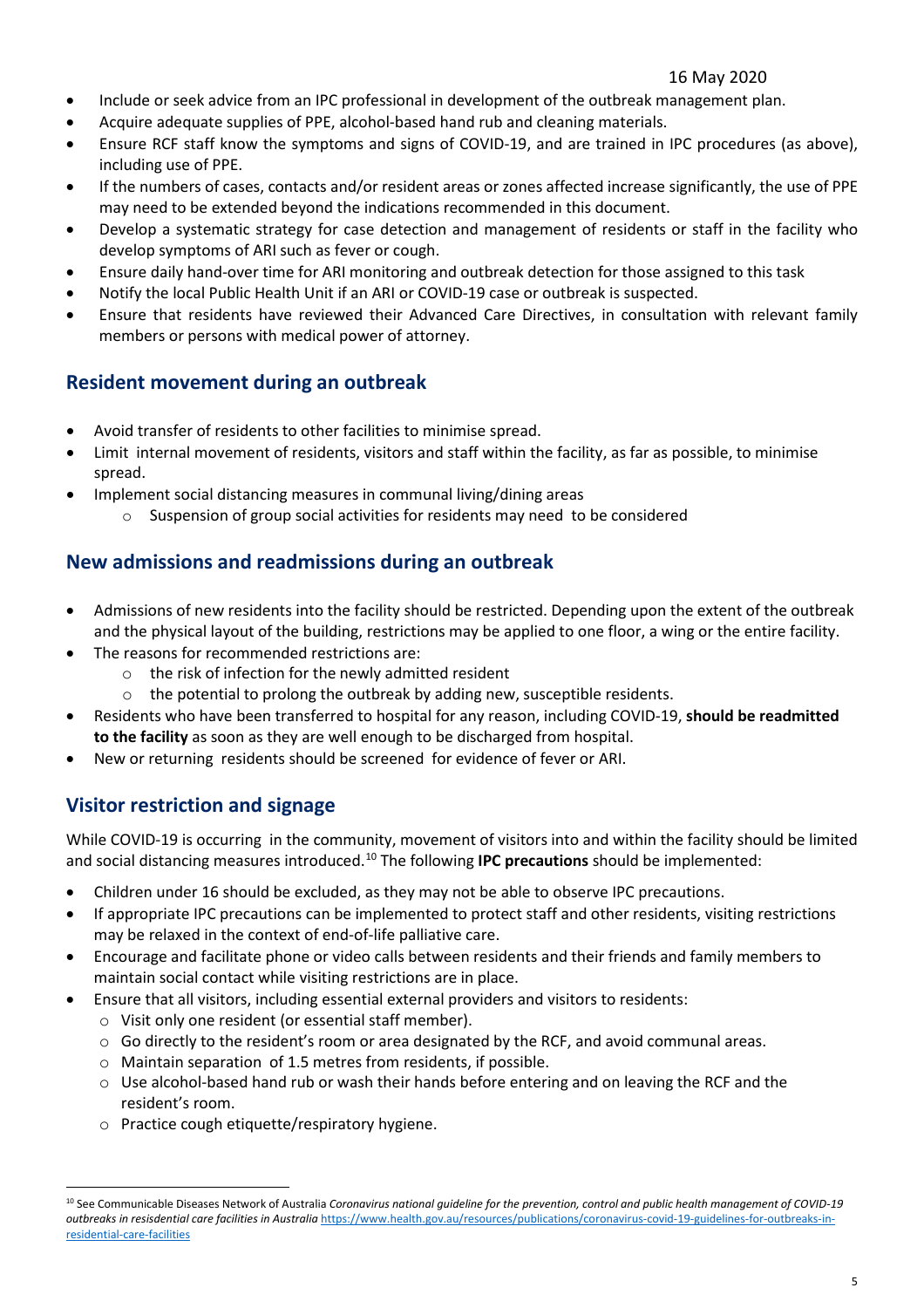- Include or seek advice from an IPC professional in development of the outbreak management plan.
- Acquire adequate supplies of PPE, alcohol-based hand rub and cleaning materials.
- Ensure RCF staff know the symptoms and signs of COVID-19, and are trained in IPC procedures (as above), including use of PPE.
- If the numbers of cases, contacts and/or resident areas or zones affected increase significantly, the use of PPE may need to be extended beyond the indications recommended in this document.
- Develop a systematic strategy for case detection and management of residents or staff in the facility who develop symptoms of ARI such as fever or cough.
- Ensure daily hand-over time for ARI monitoring and outbreak detection for those assigned to this task
- Notify the local Public Health Unit if an ARI or COVID-19 case or outbreak is suspected.
- Ensure that residents have reviewed their Advanced Care Directives, in consultation with relevant family members or persons with medical power of attorney.

## Resident movement during an outbreak

- Avoid transfer of residents to other facilities to minimise spread.
- Limit internal movement of residents, visitors and staff within the facility, as far as possible, to minimise spread.
- Implement social distancing measures in communal living/dining areas
  - Suspension of group social activities for residents may need to be considered

## New admissions and readmissions during an outbreak

- Admissions of new residents into the facility should be restricted. Depending upon the extent of the outbreak and the physical layout of the building, restrictions may be applied to one floor, a wing or the entire facility.
- The reasons for recommended restrictions are:
  - the risk of infection for the newly admitted resident
  - the potential to prolong the outbreak by adding new, susceptible residents.
- Residents who have been transferred to hospital for any reason, including COVID-19, **should be readmitted to the facility** as soon as they are well enough to be discharged from hospital.
- New or returning residents should be screened for evidence of fever or ARI.

## Visitor restriction and signage

While COVID-19 is occurring in the community, movement of visitors into and within the facility should be limited and social distancing measures introduced.[10] The following **IPC precautions** should be implemented:

- Children under 16 should be excluded, as they may not be able to observe IPC precautions.
- If appropriate IPC precautions can be implemented to protect staff and other residents, visiting restrictions may be relaxed in the context of end-of-life palliative care.
- Encourage and facilitate phone or video calls between residents and their friends and family members to maintain social contact while visiting restrictions are in place.
- Ensure that all visitors, including essential external providers and visitors to residents:
  - Visit only one resident (or essential staff member).
  - Go directly to the resident's room or area designated by the RCF, and avoid communal areas.
  - Maintain separation of 1.5 metres from residents, if possible.
  - Use alcohol-based hand rub or wash their hands before entering and on leaving the RCF and the resident's room.
  - Practice cough etiquette/respiratory hygiene.

---

[10] See Communicable Diseases Network of Australia *Coronavirus national guideline for the prevention, control and public health management of COVID-19 outbreaks in resisdential care facilities in Australia* https://www.health.gov.au/resources/publications/coronavirus-covid-19-guidelines-for-outbreaks-in-residential-care-facilities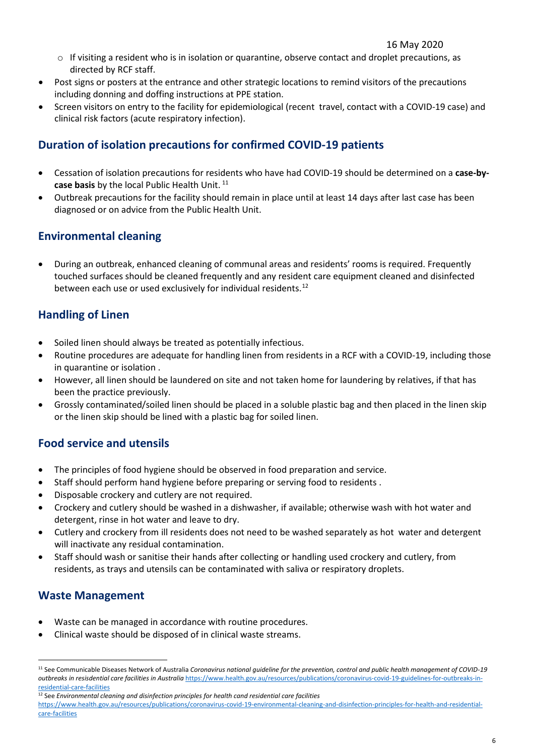- If visiting a resident who is in isolation or quarantine, observe contact and droplet precautions, as directed by RCF staff.
- Post signs or posters at the entrance and other strategic locations to remind visitors of the precautions including donning and doffing instructions at PPE station.
- Screen visitors on entry to the facility for epidemiological (recent travel, contact with a COVID-19 case) and clinical risk factors (acute respiratory infection).

## Duration of isolation precautions for confirmed COVID-19 patients

- Cessation of isolation precautions for residents who have had COVID-19 should be determined on a **case-by-case basis** by the local Public Health Unit.[11]
- Outbreak precautions for the facility should remain in place until at least 14 days after last case has been diagnosed or on advice from the Public Health Unit.

## Environmental cleaning

- During an outbreak, enhanced cleaning of communal areas and residents' rooms is required. Frequently touched surfaces should be cleaned frequently and any resident care equipment cleaned and disinfected between each use or used exclusively for individual residents.[12]

## Handling of Linen

- Soiled linen should always be treated as potentially infectious.
- Routine procedures are adequate for handling linen from residents in a RCF with a COVID-19, including those in quarantine or isolation .
- However, all linen should be laundered on site and not taken home for laundering by relatives, if that has been the practice previously.
- Grossly contaminated/soiled linen should be placed in a soluble plastic bag and then placed in the linen skip or the linen skip should be lined with a plastic bag for soiled linen.

## Food service and utensils

- The principles of food hygiene should be observed in food preparation and service.
- Staff should perform hand hygiene before preparing or serving food to residents .
- Disposable crockery and cutlery are not required.
- Crockery and cutlery should be washed in a dishwasher, if available; otherwise wash with hot water and detergent, rinse in hot water and leave to dry.
- Cutlery and crockery from ill residents does not need to be washed separately as hot water and detergent will inactivate any residual contamination.
- Staff should wash or sanitise their hands after collecting or handling used crockery and cutlery, from residents, as trays and utensils can be contaminated with saliva or respiratory droplets.

## Waste Management

- Waste can be managed in accordance with routine procedures.
- Clinical waste should be disposed of in clinical waste streams.

---

[11] See Communicable Diseases Network of Australia *Coronavirus national guideline for the prevention, control and public health management of COVID-19 outbreaks in resisdential care facilities in Australia* https://www.health.gov.au/resources/publications/coronavirus-covid-19-guidelines-for-outbreaks-in-residential-care-facilities

[12] See *Environmental cleaning and disinfection principles for health cand residential care facilities* https://www.health.gov.au/resources/publications/coronavirus-covid-19-environmental-cleaning-and-disinfection-principles-for-health-and-residential-care-facilities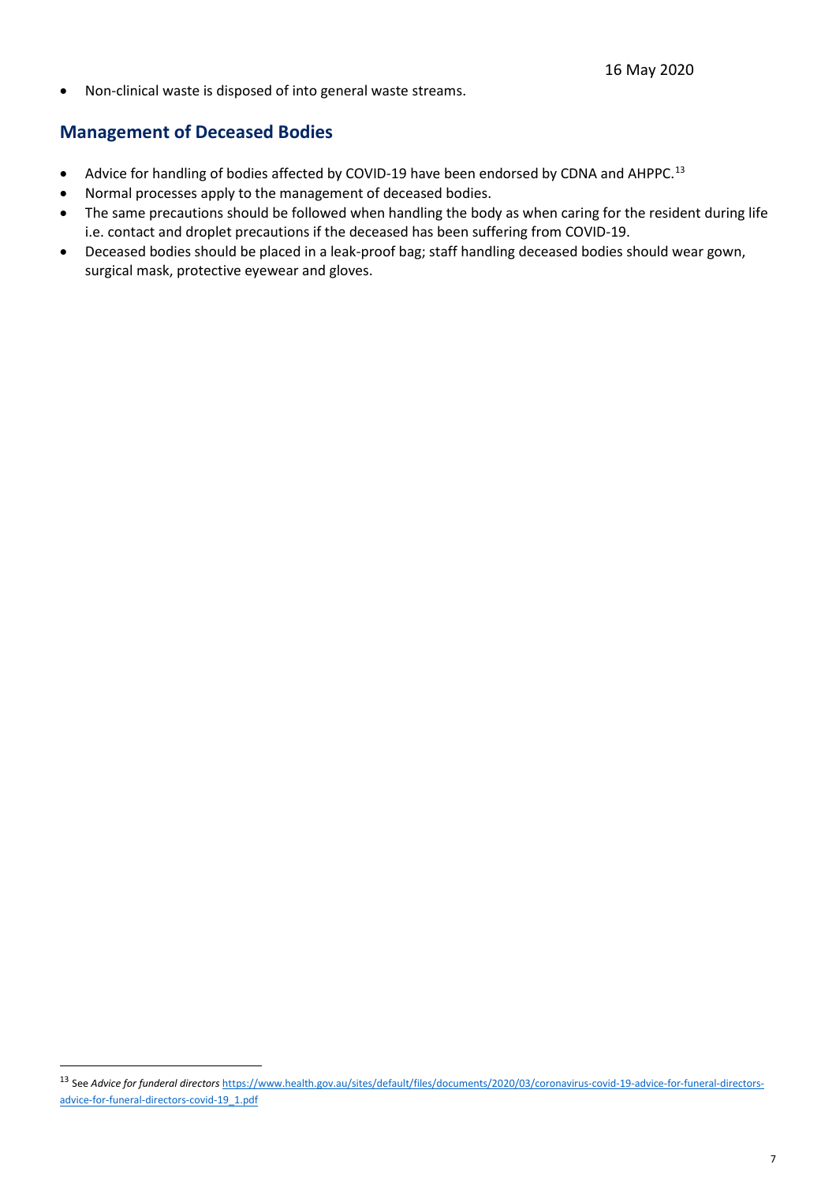16 May 2020

- Non-clinical waste is disposed of into general waste streams.

## Management of Deceased Bodies

- Advice for handling of bodies affected by COVID-19 have been endorsed by CDNA and AHPPC.[13]
- Normal processes apply to the management of deceased bodies.
- The same precautions should be followed when handling the body as when caring for the resident during life i.e. contact and droplet precautions if the deceased has been suffering from COVID-19.
- Deceased bodies should be placed in a leak-proof bag; staff handling deceased bodies should wear gown, surgical mask, protective eyewear and gloves.

---

[13] See *Advice for funderal directors* https://www.health.gov.au/sites/default/files/documents/2020/03/coronavirus-covid-19-advice-for-funeral-directors-advice-for-funeral-directors-covid-19_1.pdf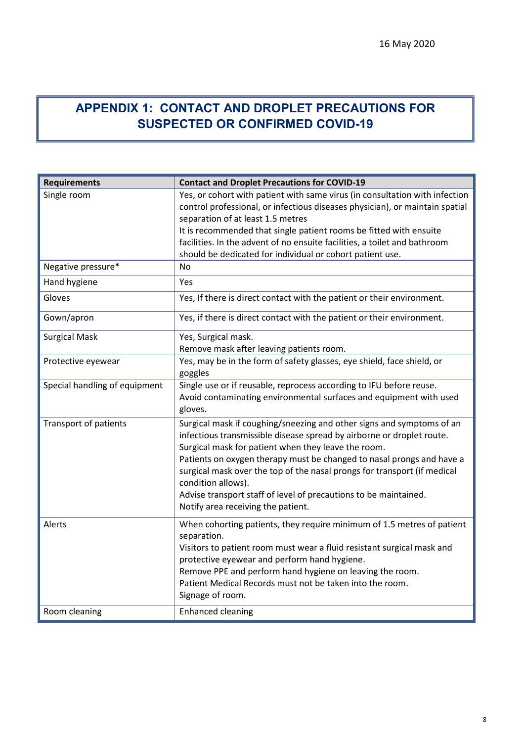16 May 2020

# APPENDIX 1: CONTACT AND DROPLET PRECAUTIONS FOR SUSPECTED OR CONFIRMED COVID-19

| Requirements | Contact and Droplet Precautions for COVID-19 |
|---|---|
| Single room | Yes, or cohort with patient with same virus (in consultation with infection control professional, or infectious diseases physician), or maintain spatial separation of at least 1.5 metres<br>It is recommended that single patient rooms be fitted with ensuite facilities. In the advent of no ensuite facilities, a toilet and bathroom should be dedicated for individual or cohort patient use. |
| Negative pressure* | No |
| Hand hygiene | Yes |
| Gloves | Yes, If there is direct contact with the patient or their environment. |
| Gown/apron | Yes, if there is direct contact with the patient or their environment. |
| Surgical Mask | Yes, Surgical mask.<br>Remove mask after leaving patients room. |
| Protective eyewear | Yes, may be in the form of safety glasses, eye shield, face shield, or goggles |
| Special handling of equipment | Single use or if reusable, reprocess according to IFU before reuse.<br>Avoid contaminating environmental surfaces and equipment with used gloves. |
| Transport of patients | Surgical mask if coughing/sneezing and other signs and symptoms of an infectious transmissible disease spread by airborne or droplet route.<br>Surgical mask for patient when they leave the room.<br>Patients on oxygen therapy must be changed to nasal prongs and have a surgical mask over the top of the nasal prongs for transport (if medical condition allows).<br>Advise transport staff of level of precautions to be maintained.<br>Notify area receiving the patient. |
| Alerts | When cohorting patients, they require minimum of 1.5 metres of patient separation.<br>Visitors to patient room must wear a fluid resistant surgical mask and protective eyewear and perform hand hygiene.<br>Remove PPE and perform hand hygiene on leaving the room.<br>Patient Medical Records must not be taken into the room.<br>Signage of room. |
| Room cleaning | Enhanced cleaning |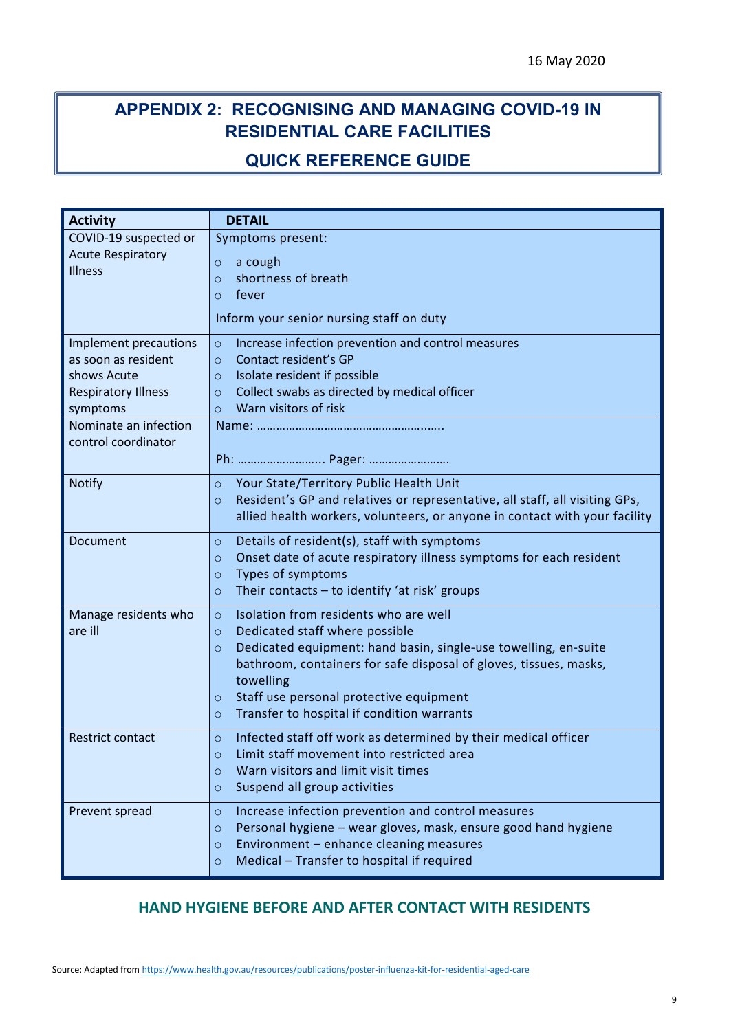16 May 2020

# APPENDIX 2: RECOGNISING AND MANAGING COVID-19 IN RESIDENTIAL CARE FACILITIES

## QUICK REFERENCE GUIDE

| Activity | DETAIL |
|---|---|
| COVID-19 suspected or Acute Respiratory Illness | Symptoms present:<br>○ a cough<br>○ shortness of breath<br>○ fever<br><br>Inform your senior nursing staff on duty |
| Implement precautions as soon as resident shows Acute Respiratory Illness symptoms | ○ Increase infection prevention and control measures<br>○ Contact resident's GP<br>○ Isolate resident if possible<br>○ Collect swabs as directed by medical officer<br>○ Warn visitors of risk |
| Nominate an infection control coordinator | Name: ……………………………………………..…..<br><br>Ph: …………………….. Pager: ……………………. |
| Notify | ○ Your State/Territory Public Health Unit<br>○ Resident's GP and relatives or representative, all staff, all visiting GPs, allied health workers, volunteers, or anyone in contact with your facility |
| Document | ○ Details of resident(s), staff with symptoms<br>○ Onset date of acute respiratory illness symptoms for each resident<br>○ Types of symptoms<br>○ Their contacts – to identify 'at risk' groups |
| Manage residents who are ill | ○ Isolation from residents who are well<br>○ Dedicated staff where possible<br>○ Dedicated equipment: hand basin, single-use towelling, en-suite bathroom, containers for safe disposal of gloves, tissues, masks, towelling<br>○ Staff use personal protective equipment<br>○ Transfer to hospital if condition warrants |
| Restrict contact | ○ Infected staff off work as determined by their medical officer<br>○ Limit staff movement into restricted area<br>○ Warn visitors and limit visit times<br>○ Suspend all group activities |
| Prevent spread | ○ Increase infection prevention and control measures<br>○ Personal hygiene – wear gloves, mask, ensure good hand hygiene<br>○ Environment – enhance cleaning measures<br>○ Medical – Transfer to hospital if required |

**HAND HYGIENE BEFORE AND AFTER CONTACT WITH RESIDENTS**

Source: Adapted from https://www.health.gov.au/resources/publications/poster-influenza-kit-for-residential-aged-care